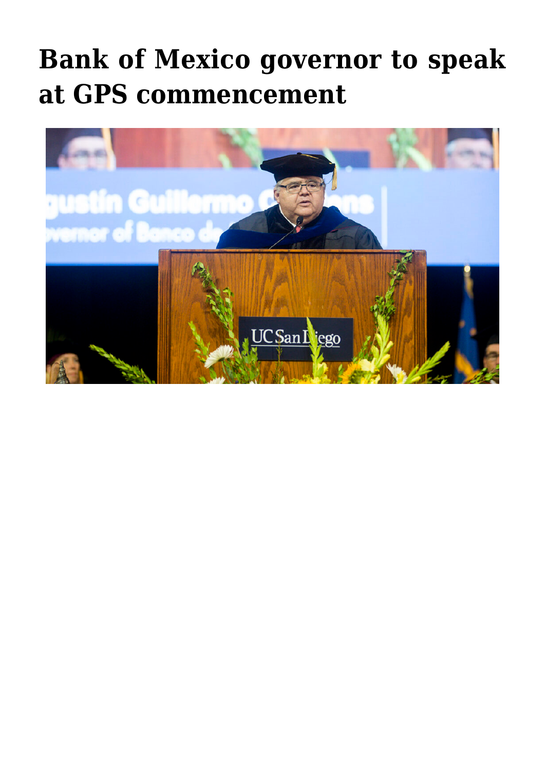# Bank of Mexico governor to speak at GPS commencement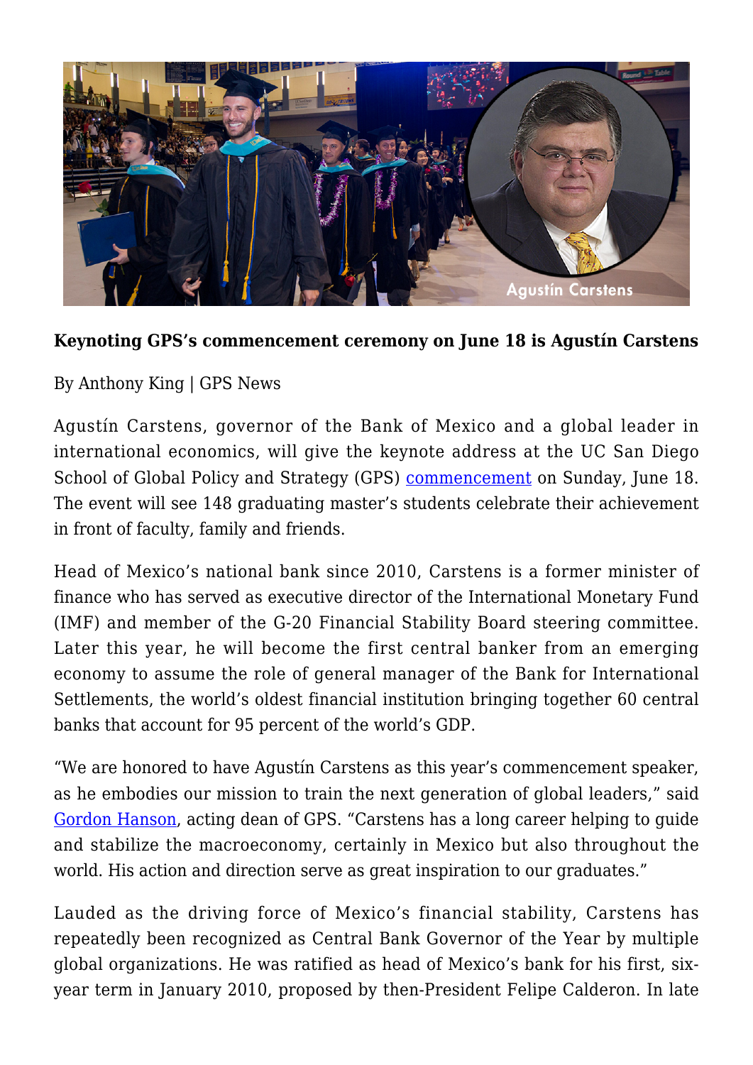**Keynoting GPS's commencement ceremony on June 18 is Agustín Carstens**

By Anthony King | GPS News

Agustín Carstens, governor of the Bank of Mexico and a global leader in international economics, will give the keynote address at the UC San Diego School of Global Policy and Strategy (GPS) commencement on Sunday, June 18. The event will see 148 graduating master's students celebrate their achievement in front of faculty, family and friends.

Head of Mexico's national bank since 2010, Carstens is a former minister of finance who has served as executive director of the International Monetary Fund (IMF) and member of the G-20 Financial Stability Board steering committee. Later this year, he will become the first central banker from an emerging economy to assume the role of general manager of the Bank for International Settlements, the world's oldest financial institution bringing together 60 central banks that account for 95 percent of the world's GDP.

"We are honored to have Agustín Carstens as this year's commencement speaker, as he embodies our mission to train the next generation of global leaders," said Gordon Hanson, acting dean of GPS. "Carstens has a long career helping to guide and stabilize the macroeconomy, certainly in Mexico but also throughout the world. His action and direction serve as great inspiration to our graduates."

Lauded as the driving force of Mexico's financial stability, Carstens has repeatedly been recognized as Central Bank Governor of the Year by multiple global organizations. He was ratified as head of Mexico's bank for his first, six-year term in January 2010, proposed by then-President Felipe Calderon. In late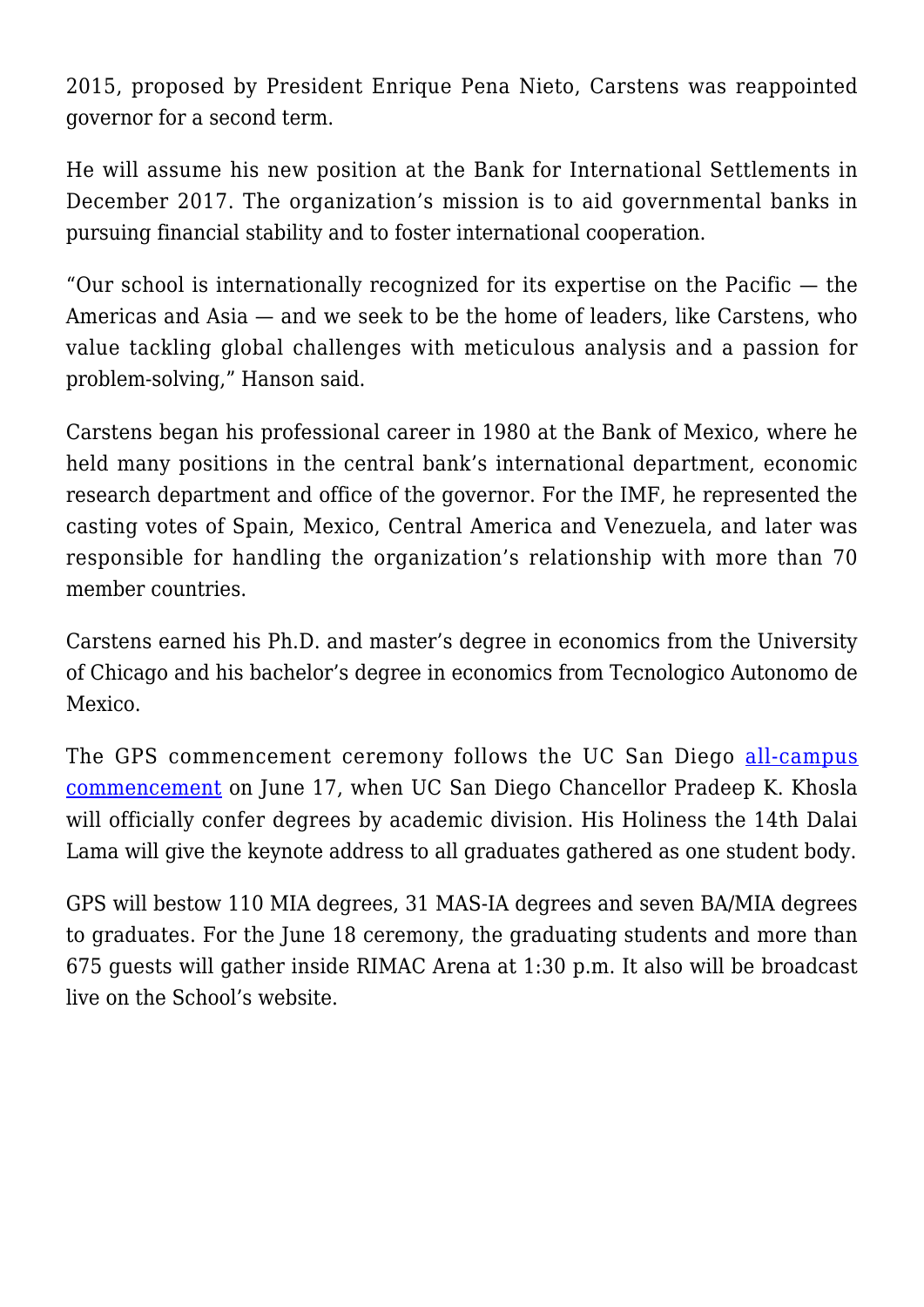2015, proposed by President Enrique Pena Nieto, Carstens was reappointed governor for a second term.

He will assume his new position at the Bank for International Settlements in December 2017. The organization's mission is to aid governmental banks in pursuing financial stability and to foster international cooperation.

"Our school is internationally recognized for its expertise on the Pacific — the Americas and Asia — and we seek to be the home of leaders, like Carstens, who value tackling global challenges with meticulous analysis and a passion for problem-solving," Hanson said.

Carstens began his professional career in 1980 at the Bank of Mexico, where he held many positions in the central bank's international department, economic research department and office of the governor. For the IMF, he represented the casting votes of Spain, Mexico, Central America and Venezuela, and later was responsible for handling the organization's relationship with more than 70 member countries.

Carstens earned his Ph.D. and master's degree in economics from the University of Chicago and his bachelor's degree in economics from Tecnologico Autonomo de Mexico.

The GPS commencement ceremony follows the UC San Diego all-campus commencement on June 17, when UC San Diego Chancellor Pradeep K. Khosla will officially confer degrees by academic division. His Holiness the 14th Dalai Lama will give the keynote address to all graduates gathered as one student body.

GPS will bestow 110 MIA degrees, 31 MAS-IA degrees and seven BA/MIA degrees to graduates. For the June 18 ceremony, the graduating students and more than 675 guests will gather inside RIMAC Arena at 1:30 p.m. It also will be broadcast live on the School's website.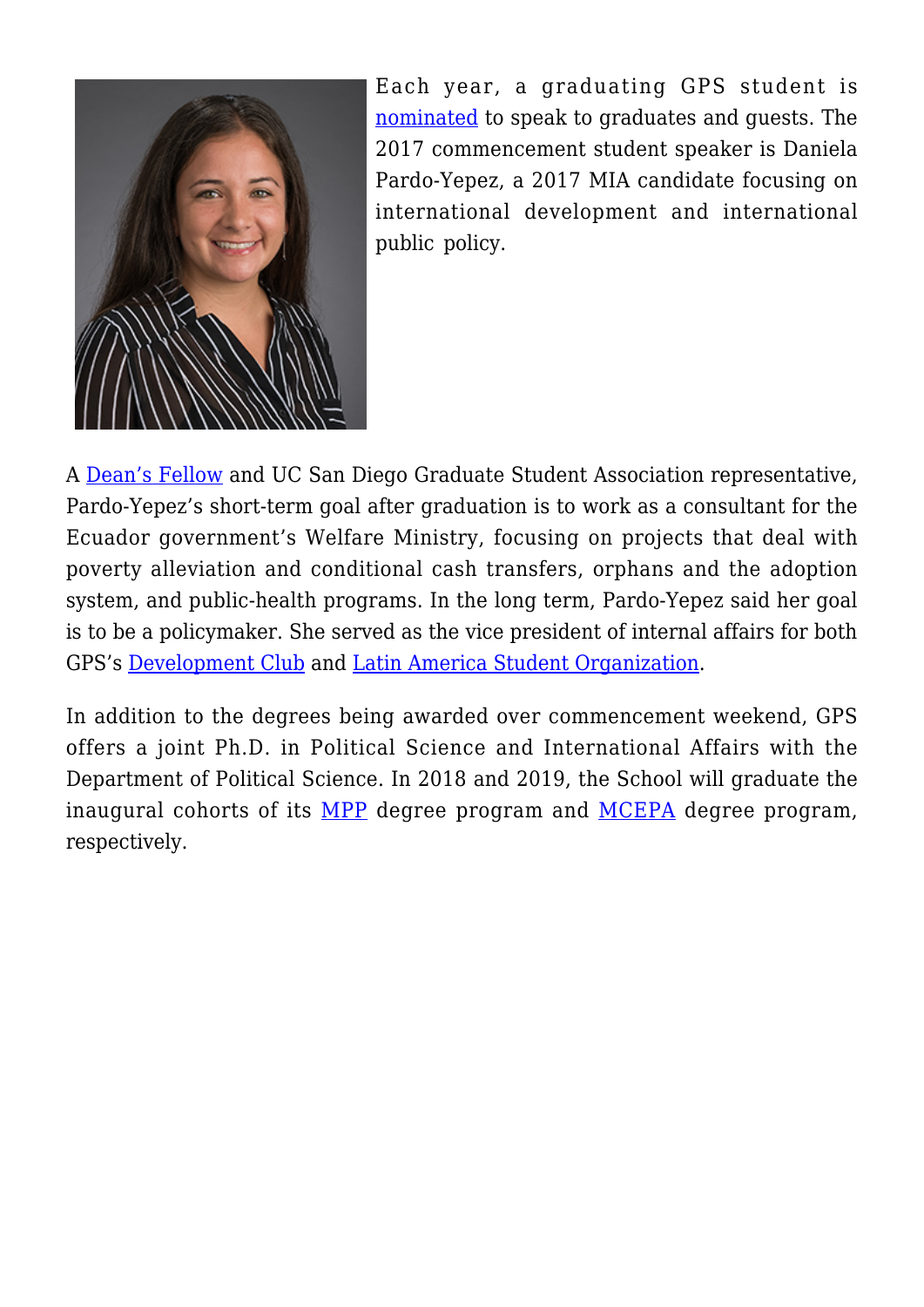Each year, a graduating GPS student is nominated to speak to graduates and guests. The 2017 commencement student speaker is Daniela Pardo-Yepez, a 2017 MIA candidate focusing on international development and international public policy.

A Dean's Fellow and UC San Diego Graduate Student Association representative, Pardo-Yepez's short-term goal after graduation is to work as a consultant for the Ecuador government's Welfare Ministry, focusing on projects that deal with poverty alleviation and conditional cash transfers, orphans and the adoption system, and public-health programs. In the long term, Pardo-Yepez said her goal is to be a policymaker. She served as the vice president of internal affairs for both GPS's Development Club and Latin America Student Organization.

In addition to the degrees being awarded over commencement weekend, GPS offers a joint Ph.D. in Political Science and International Affairs with the Department of Political Science. In 2018 and 2019, the School will graduate the inaugural cohorts of its MPP degree program and MCEPA degree program, respectively.